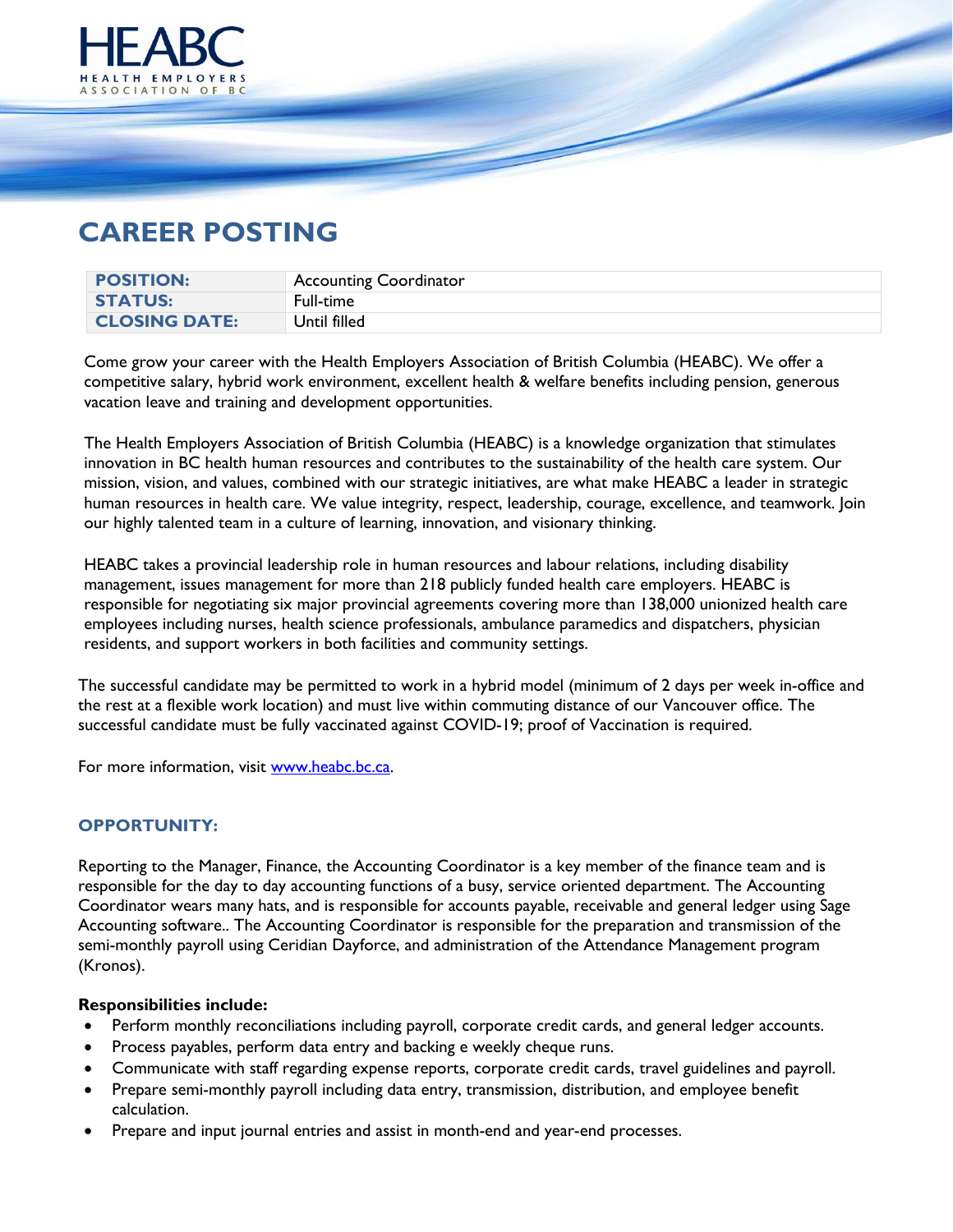HEABC
HEALTH EMPLOYERS ASSOCIATION OF BC

# CAREER POSTING

| | |
|---|---|
| **POSITION:** | Accounting Coordinator |
| **STATUS:** | Full-time |
| **CLOSING DATE:** | Until filled |

Come grow your career with the Health Employers Association of British Columbia (HEABC). We offer a competitive salary, hybrid work environment, excellent health & welfare benefits including pension, generous vacation leave and training and development opportunities.

The Health Employers Association of British Columbia (HEABC) is a knowledge organization that stimulates innovation in BC health human resources and contributes to the sustainability of the health care system. Our mission, vision, and values, combined with our strategic initiatives, are what make HEABC a leader in strategic human resources in health care. We value integrity, respect, leadership, courage, excellence, and teamwork. Join our highly talented team in a culture of learning, innovation, and visionary thinking.

HEABC takes a provincial leadership role in human resources and labour relations, including disability management, issues management for more than 218 publicly funded health care employers. HEABC is responsible for negotiating six major provincial agreements covering more than 138,000 unionized health care employees including nurses, health science professionals, ambulance paramedics and dispatchers, physician residents, and support workers in both facilities and community settings.

The successful candidate may be permitted to work in a hybrid model (minimum of 2 days per week in-office and the rest at a flexible work location) and must live within commuting distance of our Vancouver office. The successful candidate must be fully vaccinated against COVID-19; proof of Vaccination is required.

For more information, visit www.heabc.bc.ca.

## OPPORTUNITY:

Reporting to the Manager, Finance, the Accounting Coordinator is a key member of the finance team and is responsible for the day to day accounting functions of a busy, service oriented department. The Accounting Coordinator wears many hats, and is responsible for accounts payable, receivable and general ledger using Sage Accounting software.. The Accounting Coordinator is responsible for the preparation and transmission of the semi-monthly payroll using Ceridian Dayforce, and administration of the Attendance Management program (Kronos).

**Responsibilities include:**

- Perform monthly reconciliations including payroll, corporate credit cards, and general ledger accounts.
- Process payables, perform data entry and backing e weekly cheque runs.
- Communicate with staff regarding expense reports, corporate credit cards, travel guidelines and payroll.
- Prepare semi-monthly payroll including data entry, transmission, distribution, and employee benefit calculation.
- Prepare and input journal entries and assist in month-end and year-end processes.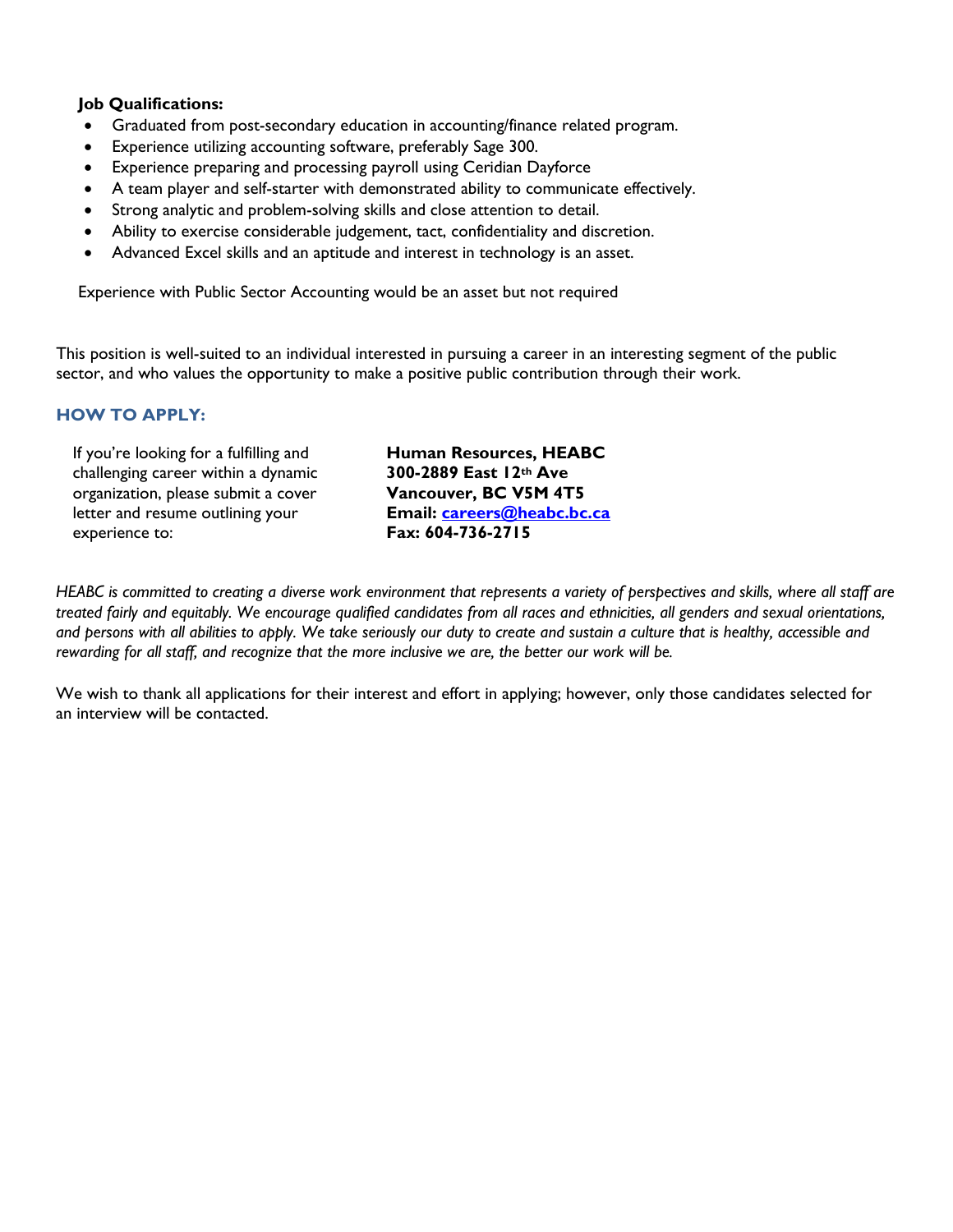**Job Qualifications:**

- Graduated from post-secondary education in accounting/finance related program.
- Experience utilizing accounting software, preferably Sage 300.
- Experience preparing and processing payroll using Ceridian Dayforce
- A team player and self-starter with demonstrated ability to communicate effectively.
- Strong analytic and problem-solving skills and close attention to detail.
- Ability to exercise considerable judgement, tact, confidentiality and discretion.
- Advanced Excel skills and an aptitude and interest in technology is an asset.

Experience with Public Sector Accounting would be an asset but not required

This position is well-suited to an individual interested in pursuing a career in an interesting segment of the public sector, and who values the opportunity to make a positive public contribution through their work.

## HOW TO APPLY:

If you're looking for a fulfilling and challenging career within a dynamic organization, please submit a cover letter and resume outlining your experience to:

**Human Resources, HEABC**
**300-2889 East 12th Ave**
**Vancouver, BC V5M 4T5**
**Email: careers@heabc.bc.ca**
**Fax: 604-736-2715**

*HEABC is committed to creating a diverse work environment that represents a variety of perspectives and skills, where all staff are treated fairly and equitably. We encourage qualified candidates from all races and ethnicities, all genders and sexual orientations, and persons with all abilities to apply. We take seriously our duty to create and sustain a culture that is healthy, accessible and rewarding for all staff, and recognize that the more inclusive we are, the better our work will be.*

We wish to thank all applications for their interest and effort in applying; however, only those candidates selected for an interview will be contacted.